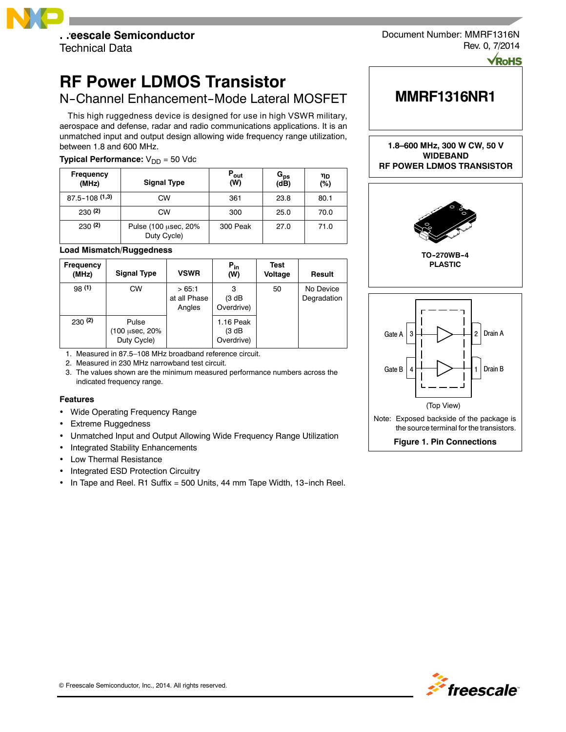Freescale Semiconductor
Technical Data

Document Number: MMRF1316N
Rev. 0, 7/2014

# RF Power LDMOS Transistor

## N-Channel Enhancement-Mode Lateral MOSFET

This high ruggedness device is designed for use in high VSWR military, aerospace and defense, radar and radio communications applications. It is an unmatched input and output design allowing wide frequency range utilization, between 1.8 and 600 MHz.

**Typical Performance:** $V_{DD}$ = 50 Vdc

| Frequency (MHz) | Signal Type | $P_{out}$ (W) | $G_{ps}$ (dB) | $\eta_D$ (%) |
|---|---|---|---|---|
| 87.5-108 (1,3) | CW | 361 | 23.8 | 80.1 |
| 230 (2) | CW | 300 | 25.0 | 70.0 |
| 230 (2) | Pulse (100 μsec, 20% Duty Cycle) | 300 Peak | 27.0 | 71.0 |

**Load Mismatch/Ruggedness**

| Frequency (MHz) | Signal Type | VSWR | $P_{in}$ (W) | Test Voltage | Result |
|---|---|---|---|---|---|
| 98 (1) | CW | > 65:1 at all Phase Angles | 3 (3 dB Overdrive) | 50 | No Device Degradation |
| 230 (2) | Pulse (100 μsec, 20% Duty Cycle) | | 1.16 Peak (3 dB Overdrive) | | |

1. Measured in 87.5–108 MHz broadband reference circuit.
2. Measured in 230 MHz narrowband test circuit.
3. The values shown are the minimum measured performance numbers across the indicated frequency range.

**Features**

- Wide Operating Frequency Range
- Extreme Ruggedness
- Unmatched Input and Output Allowing Wide Frequency Range Utilization
- Integrated Stability Enhancements
- Low Thermal Resistance
- Integrated ESD Protection Circuitry
- In Tape and Reel. R1 Suffix = 500 Units, 44 mm Tape Width, 13-inch Reel.

**MMRF1316NR1**

**1.8–600 MHz, 300 W CW, 50 V WIDEBAND RF POWER LDMOS TRANSISTOR**

**TO-270WB-4 PLASTIC**

Gate A 3 — 2 Drain A
Gate B 4 — 1 Drain B

(Top View)

Note: Exposed backside of the package is the source terminal for the transistors.

**Figure 1. Pin Connections**

© Freescale Semiconductor, Inc., 2014. All rights reserved.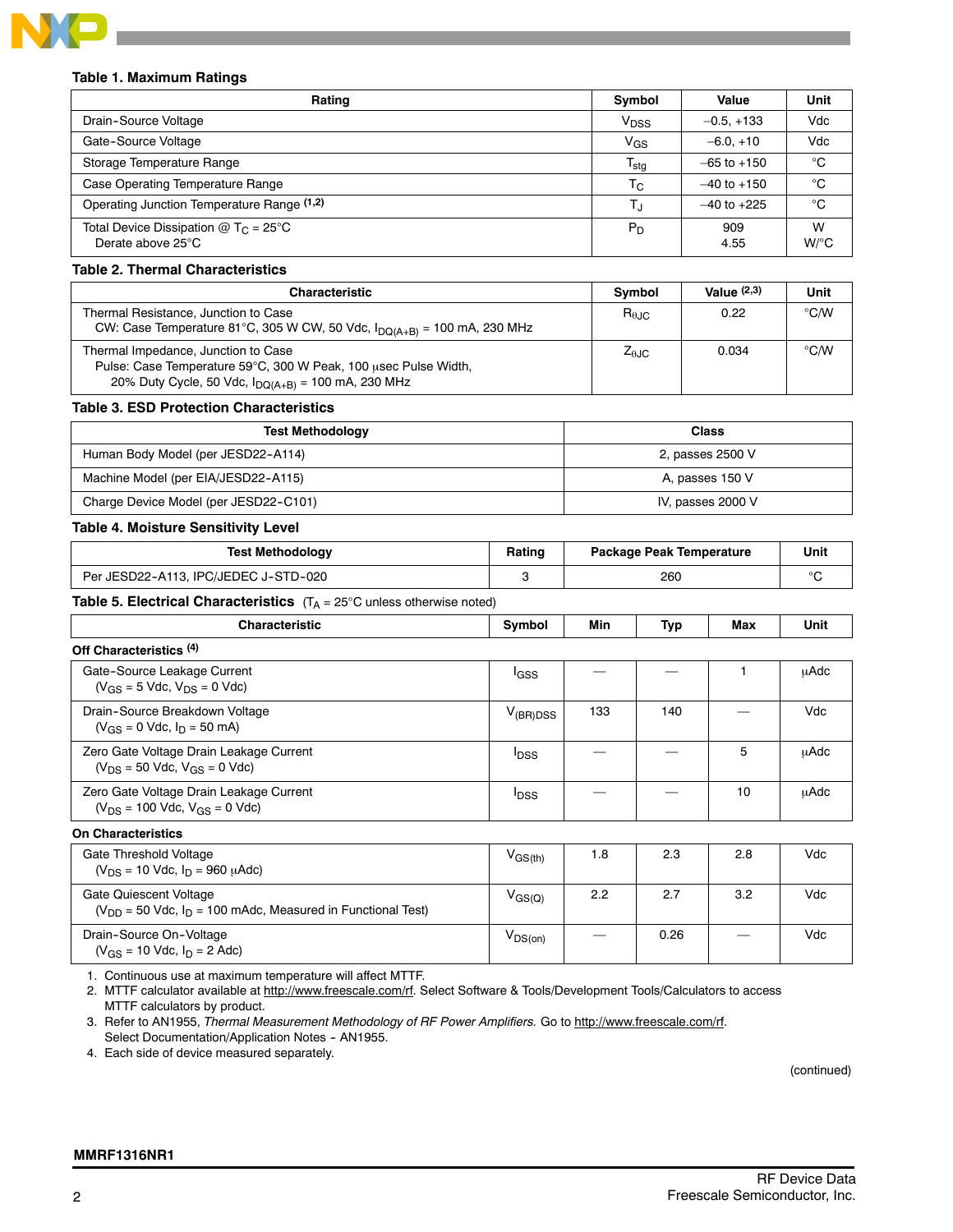**Table 1. Maximum Ratings**

| Rating | Symbol | Value | Unit |
|---|---|---|---|
| Drain-Source Voltage | $V_{DSS}$ | –0.5, +133 | Vdc |
| Gate-Source Voltage | $V_{GS}$ | –6.0, +10 | Vdc |
| Storage Temperature Range | $T_{stg}$ | –65 to +150 | °C |
| Case Operating Temperature Range | $T_C$ | –40 to +150 | °C |
| Operating Junction Temperature Range [1,2] | $T_J$ | –40 to +225 | °C |
| Total Device Dissipation @ $T_C$ = 25°C<br>Derate above 25°C | $P_D$ | 909<br>4.55 | W<br>W/°C |

**Table 2. Thermal Characteristics**

| Characteristic | Symbol | Value [2,3] | Unit |
|---|---|---|---|
| Thermal Resistance, Junction to Case<br>CW: Case Temperature 81°C, 305 W CW, 50 Vdc, $I_{DQ(A+B)}$ = 100 mA, 230 MHz | $R_{\theta JC}$ | 0.22 | °C/W |
| Thermal Impedance, Junction to Case<br>Pulse: Case Temperature 59°C, 300 W Peak, 100 μsec Pulse Width, 20% Duty Cycle, 50 Vdc, $I_{DQ(A+B)}$ = 100 mA, 230 MHz | $Z_{\theta JC}$ | 0.034 | °C/W |

**Table 3. ESD Protection Characteristics**

| Test Methodology | Class |
|---|---|
| Human Body Model (per JESD22-A114) | 2, passes 2500 V |
| Machine Model (per EIA/JESD22-A115) | A, passes 150 V |
| Charge Device Model (per JESD22-C101) | IV, passes 2000 V |

**Table 4. Moisture Sensitivity Level**

| Test Methodology | Rating | Package Peak Temperature | Unit |
|---|---|---|---|
| Per JESD22-A113, IPC/JEDEC J-STD-020 | 3 | 260 | °C |

**Table 5. Electrical Characteristics** ($T_A$ = 25°C unless otherwise noted)

| Characteristic | Symbol | Min | Typ | Max | Unit |
|---|---|---|---|---|---|
| **Off Characteristics** [4] | | | | | |
| Gate-Source Leakage Current<br>($V_{GS}$ = 5 Vdc, $V_{DS}$ = 0 Vdc) | $I_{GSS}$ | — | — | 1 | μAdc |
| Drain-Source Breakdown Voltage<br>($V_{GS}$ = 0 Vdc, $I_D$ = 50 mA) | $V_{(BR)DSS}$ | 133 | 140 | — | Vdc |
| Zero Gate Voltage Drain Leakage Current<br>($V_{DS}$ = 50 Vdc, $V_{GS}$ = 0 Vdc) | $I_{DSS}$ | — | — | 5 | μAdc |
| Zero Gate Voltage Drain Leakage Current<br>($V_{DS}$ = 100 Vdc, $V_{GS}$ = 0 Vdc) | $I_{DSS}$ | — | — | 10 | μAdc |
| **On Characteristics** | | | | | |
| Gate Threshold Voltage<br>($V_{DS}$ = 10 Vdc, $I_D$ = 960 μAdc) | $V_{GS(th)}$ | 1.8 | 2.3 | 2.8 | Vdc |
| Gate Quiescent Voltage<br>($V_{DD}$ = 50 Vdc, $I_D$ = 100 mAdc, Measured in Functional Test) | $V_{GS(Q)}$ | 2.2 | 2.7 | 3.2 | Vdc |
| Drain-Source On-Voltage<br>($V_{GS}$ = 10 Vdc, $I_D$ = 2 Adc) | $V_{DS(on)}$ | — | 0.26 | — | Vdc |

1. Continuous use at maximum temperature will affect MTTF.
2. MTTF calculator available at http://www.freescale.com/rf. Select Software & Tools/Development Tools/Calculators to access MTTF calculators by product.
3. Refer to AN1955, *Thermal Measurement Methodology of RF Power Amplifiers.* Go to http://www.freescale.com/rf. Select Documentation/Application Notes - AN1955.
4. Each side of device measured separately.

(continued)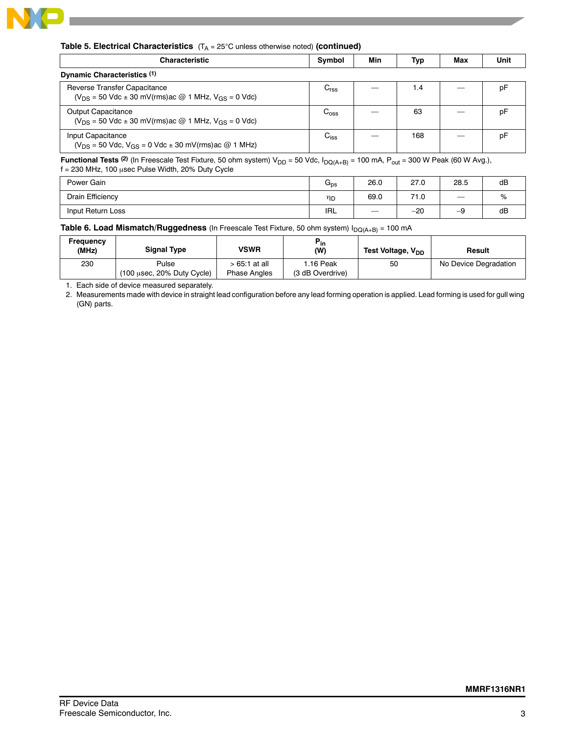**Table 5. Electrical Characteristics** ($T_A$ = 25°C unless otherwise noted) **(continued)**

| Characteristic | Symbol | Min | Typ | Max | Unit |
|---|---|---|---|---|---|
| **Dynamic Characteristics** [(1)] | | | | | |
| Reverse Transfer Capacitance ($V_{DS}$ = 50 Vdc ± 30 mV(rms)ac @ 1 MHz, $V_{GS}$ = 0 Vdc) | $C_{rss}$ | — | 1.4 | — | pF |
| Output Capacitance ($V_{DS}$ = 50 Vdc ± 30 mV(rms)ac @ 1 MHz, $V_{GS}$ = 0 Vdc) | $C_{oss}$ | — | 63 | — | pF |
| Input Capacitance ($V_{DS}$ = 50 Vdc, $V_{GS}$ = 0 Vdc ± 30 mV(rms)ac @ 1 MHz) | $C_{iss}$ | — | 168 | — | pF |
| **Functional Tests** [(2)] (In Freescale Test Fixture, 50 ohm system) $V_{DD}$ = 50 Vdc, $I_{DQ(A+B)}$ = 100 mA, $P_{out}$ = 300 W Peak (60 W Avg.), f = 230 MHz, 100 μsec Pulse Width, 20% Duty Cycle | | | | | |
| Power Gain | $G_{ps}$ | 26.0 | 27.0 | 28.5 | dB |
| Drain Efficiency | $\eta_D$ | 69.0 | 71.0 | — | % |
| Input Return Loss | IRL | — | –20 | –9 | dB |

**Table 6. Load Mismatch/Ruggedness** (In Freescale Test Fixture, 50 ohm system) $I_{DQ(A+B)}$ = 100 mA

| Frequency (MHz) | Signal Type | VSWR | $P_{in}$ (W) | Test Voltage, $V_{DD}$ | Result |
|---|---|---|---|---|---|
| 230 | Pulse (100 μsec, 20% Duty Cycle) | > 65:1 at all Phase Angles | 1.16 Peak (3 dB Overdrive) | 50 | No Device Degradation |

1. Each side of device measured separately.
2. Measurements made with device in straight lead configuration before any lead forming operation is applied. Lead forming is used for gull wing (GN) parts.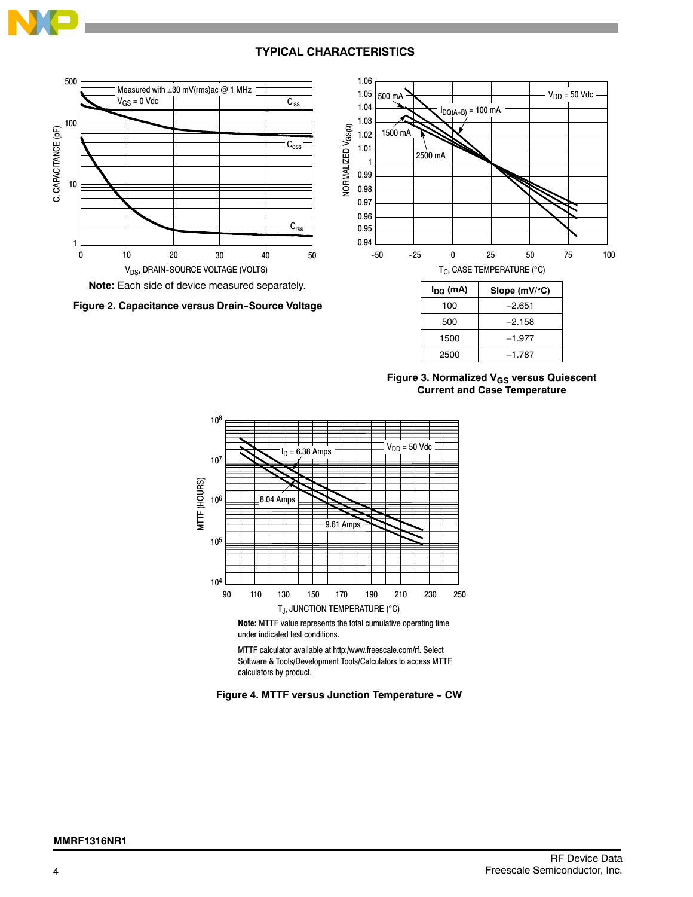## TYPICAL CHARACTERISTICS

Measured with ±30 mV(rms)ac @ 1 MHz
$V_{GS}$ = 0 Vdc

$C_{iss}$, $C_{oss}$, $C_{rss}$

C, CAPACITANCE (pF)

$V_{DS}$, DRAIN-SOURCE VOLTAGE (VOLTS)

**Note:** Each side of device measured separately.

**Figure 2. Capacitance versus Drain-Source Voltage**

$V_{DD}$ = 50 Vdc

$I_{DQ(A+B)}$ = 100 mA, 500 mA, 1500 mA, 2500 mA

NORMALIZED $V_{GS(Q)}$

$T_C$, CASE TEMPERATURE (°C)

| $I_{DQ}$ (mA) | Slope (mV/°C) |
|---|---|
| 100 | −2.651 |
| 500 | −2.158 |
| 1500 | −1.977 |
| 2500 | −1.787 |

**Figure 3. Normalized $V_{GS}$ versus Quiescent Current and Case Temperature**

$V_{DD}$ = 50 Vdc

$I_D$ = 6.38 Amps, 8.04 Amps, 9.61 Amps

MTTF (HOURS)

$T_J$, JUNCTION TEMPERATURE (°C)

**Note:** MTTF value represents the total cumulative operating time under indicated test conditions.

MTTF calculator available at http:/www.freescale.com/rf. Select Software & Tools/Development Tools/Calculators to access MTTF calculators by product.

**Figure 4. MTTF versus Junction Temperature - CW**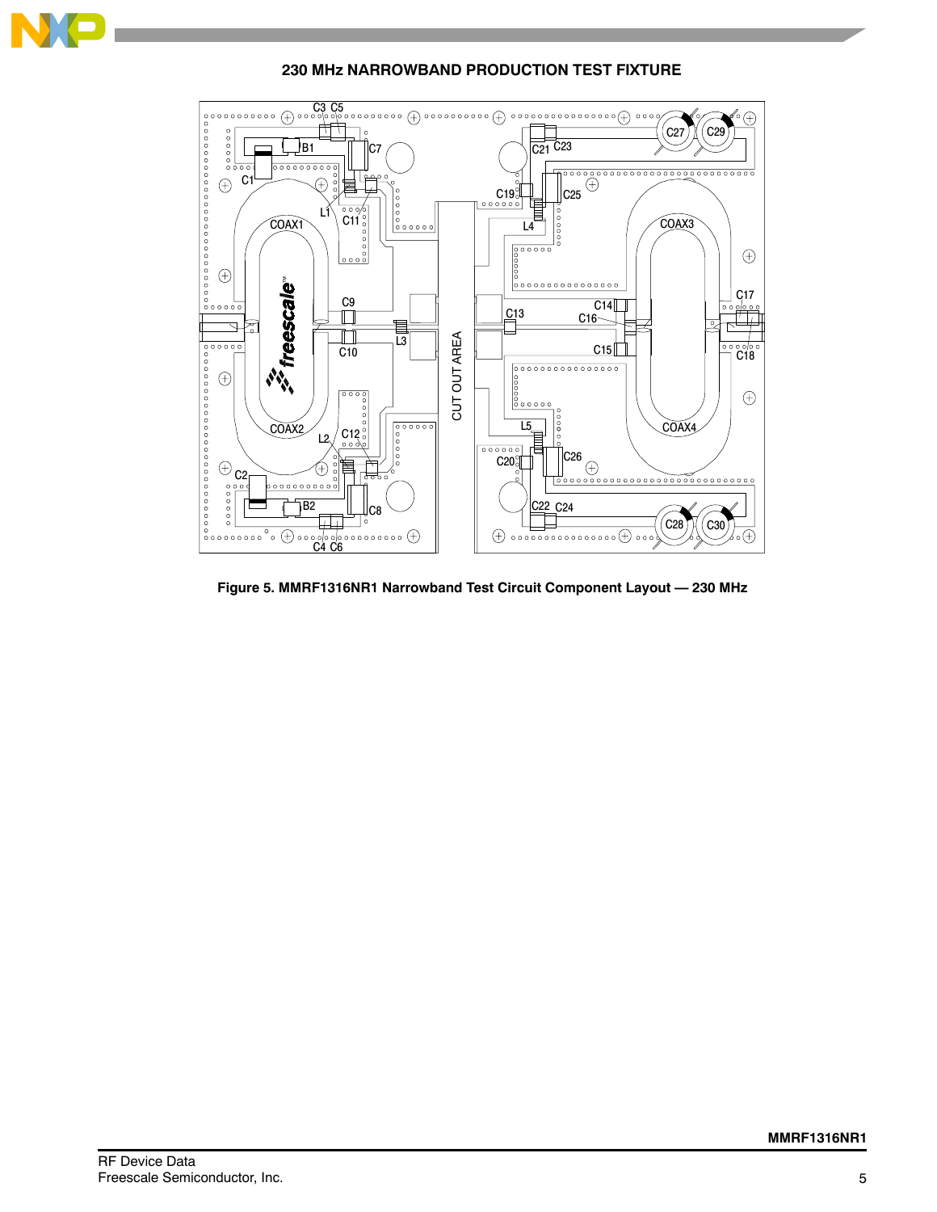## 230 MHz NARROWBAND PRODUCTION TEST FIXTURE

**Figure 5. MMRF1316NR1 Narrowband Test Circuit Component Layout — 230 MHz**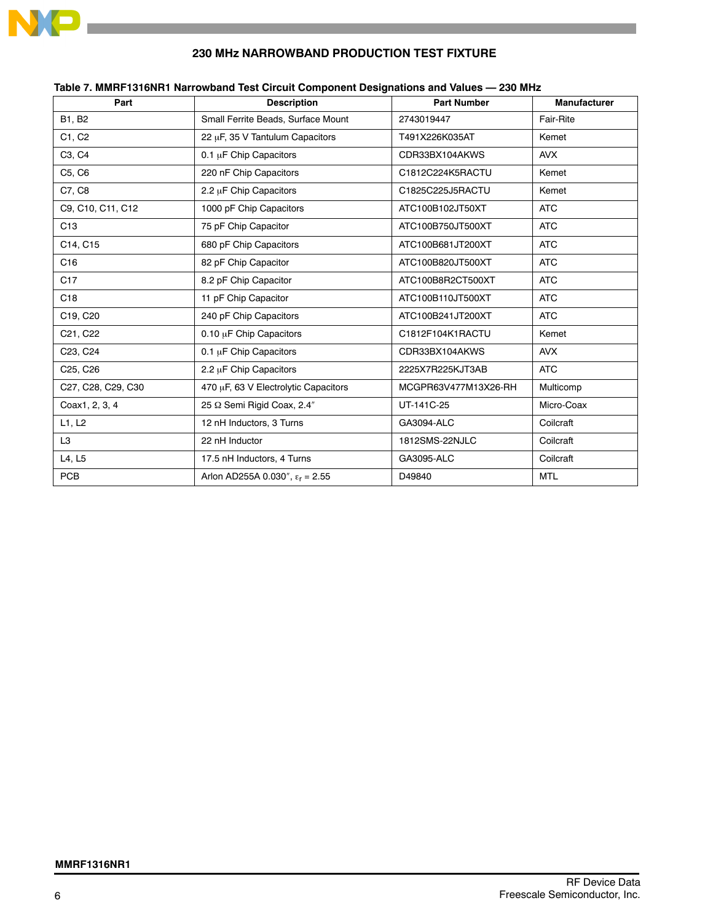## 230 MHz NARROWBAND PRODUCTION TEST FIXTURE

**Table 7. MMRF1316NR1 Narrowband Test Circuit Component Designations and Values — 230 MHz**

| Part | Description | Part Number | Manufacturer |
|---|---|---|---|
| B1, B2 | Small Ferrite Beads, Surface Mount | 2743019447 | Fair-Rite |
| C1, C2 | 22 μF, 35 V Tantulum Capacitors | T491X226K035AT | Kemet |
| C3, C4 | 0.1 μF Chip Capacitors | CDR33BX104AKWS | AVX |
| C5, C6 | 220 nF Chip Capacitors | C1812C224K5RACTU | Kemet |
| C7, C8 | 2.2 μF Chip Capacitors | C1825C225J5RACTU | Kemet |
| C9, C10, C11, C12 | 1000 pF Chip Capacitors | ATC100B102JT50XT | ATC |
| C13 | 75 pF Chip Capacitor | ATC100B750JT500XT | ATC |
| C14, C15 | 680 pF Chip Capacitors | ATC100B681JT200XT | ATC |
| C16 | 82 pF Chip Capacitor | ATC100B820JT500XT | ATC |
| C17 | 8.2 pF Chip Capacitor | ATC100B8R2CT500XT | ATC |
| C18 | 11 pF Chip Capacitor | ATC100B110JT500XT | ATC |
| C19, C20 | 240 pF Chip Capacitors | ATC100B241JT200XT | ATC |
| C21, C22 | 0.10 μF Chip Capacitors | C1812F104K1RACTU | Kemet |
| C23, C24 | 0.1 μF Chip Capacitors | CDR33BX104AKWS | AVX |
| C25, C26 | 2.2 μF Chip Capacitors | 2225X7R225KJT3AB | ATC |
| C27, C28, C29, C30 | 470 μF, 63 V Electrolytic Capacitors | MCGPR63V477M13X26-RH | Multicomp |
| Coax1, 2, 3, 4 | 25 Ω Semi Rigid Coax, 2.4″ | UT-141C-25 | Micro-Coax |
| L1, L2 | 12 nH Inductors, 3 Turns | GA3094-ALC | Coilcraft |
| L3 | 22 nH Inductor | 1812SMS-22NJLC | Coilcraft |
| L4, L5 | 17.5 nH Inductors, 4 Turns | GA3095-ALC | Coilcraft |
| PCB | Arlon AD255A 0.030″, $\varepsilon_r$ = 2.55 | D49840 | MTL |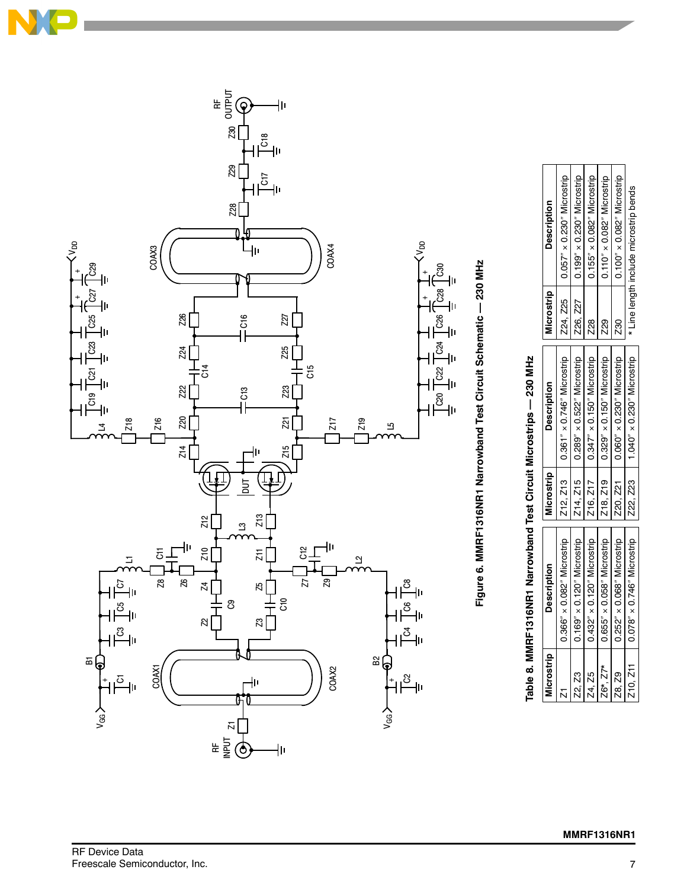**Figure 6. MMRF1316NR1 Narrowband Test Circuit Schematic — 230 MHz**

**Table 8. MMRF1316NR1 Narrowband Test Circuit Microstrips — 230 MHz**

| Microstrip | Description | Microstrip | Description | Microstrip | Description |
|---|---|---|---|---|---|
| Z1 | 0.366″ × 0.082″ Microstrip | Z12, Z13 | 0.361″ × 0.746″ Microstrip | Z24, Z25 | 0.057″ × 0.230″ Microstrip |
| Z2, Z3 | 0.169″ × 0.120″ Microstrip | Z14, Z15 | 0.289″ × 0.522″ Microstrip | Z26, Z27 | 0.199″ × 0.230″ Microstrip |
| Z4, Z5 | 0.432″ × 0.120″ Microstrip | Z16, Z17 | 0.347″ × 0.150″ Microstrip | Z28 | 0.155″ × 0.082″ Microstrip |
| Z6*, Z7* | 0.655″ × 0.058″ Microstrip | Z18, Z19 | 0.329″ × 0.150″ Microstrip | Z29 | 0.110″ × 0.082″ Microstrip |
| Z8, Z9 | 0.252″ × 0.068″ Microstrip | Z20, Z21 | 0.060″ × 0.230″ Microstrip | Z30 | 0.100″ × 0.082″ Microstrip |
| Z10, Z11 | 0.078″ × 0.746″ Microstrip | Z22, Z23 | 1.040″ × 0.230″ Microstrip | | |

* Line length include microstrip bends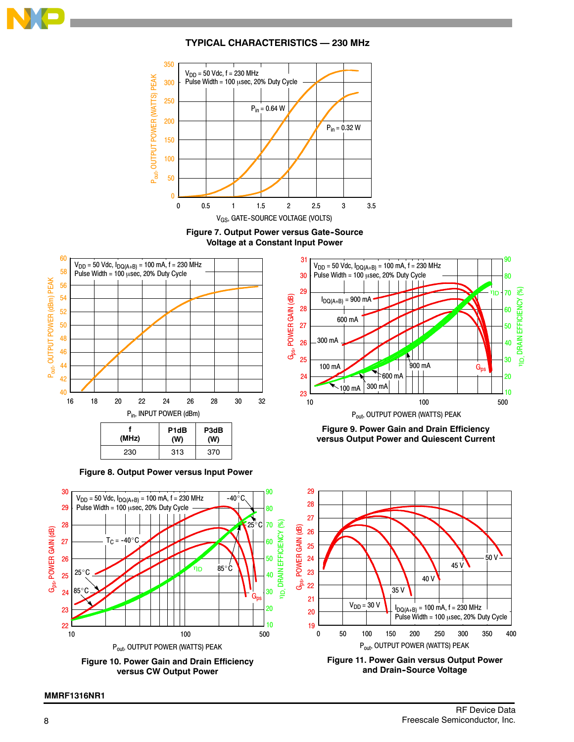## TYPICAL CHARACTERISTICS — 230 MHz

Figure 7. Output Power versus Gate-Source Voltage at a Constant Input Power

| f (MHz) | P1dB (W) | P3dB (W) |
|---|---|---|
| 230 | 313 | 370 |

Figure 8. Output Power versus Input Power

Figure 9. Power Gain and Drain Efficiency versus Output Power and Quiescent Current

Figure 10. Power Gain and Drain Efficiency versus CW Output Power

Figure 11. Power Gain versus Output Power and Drain-Source Voltage

MMRF1316NR1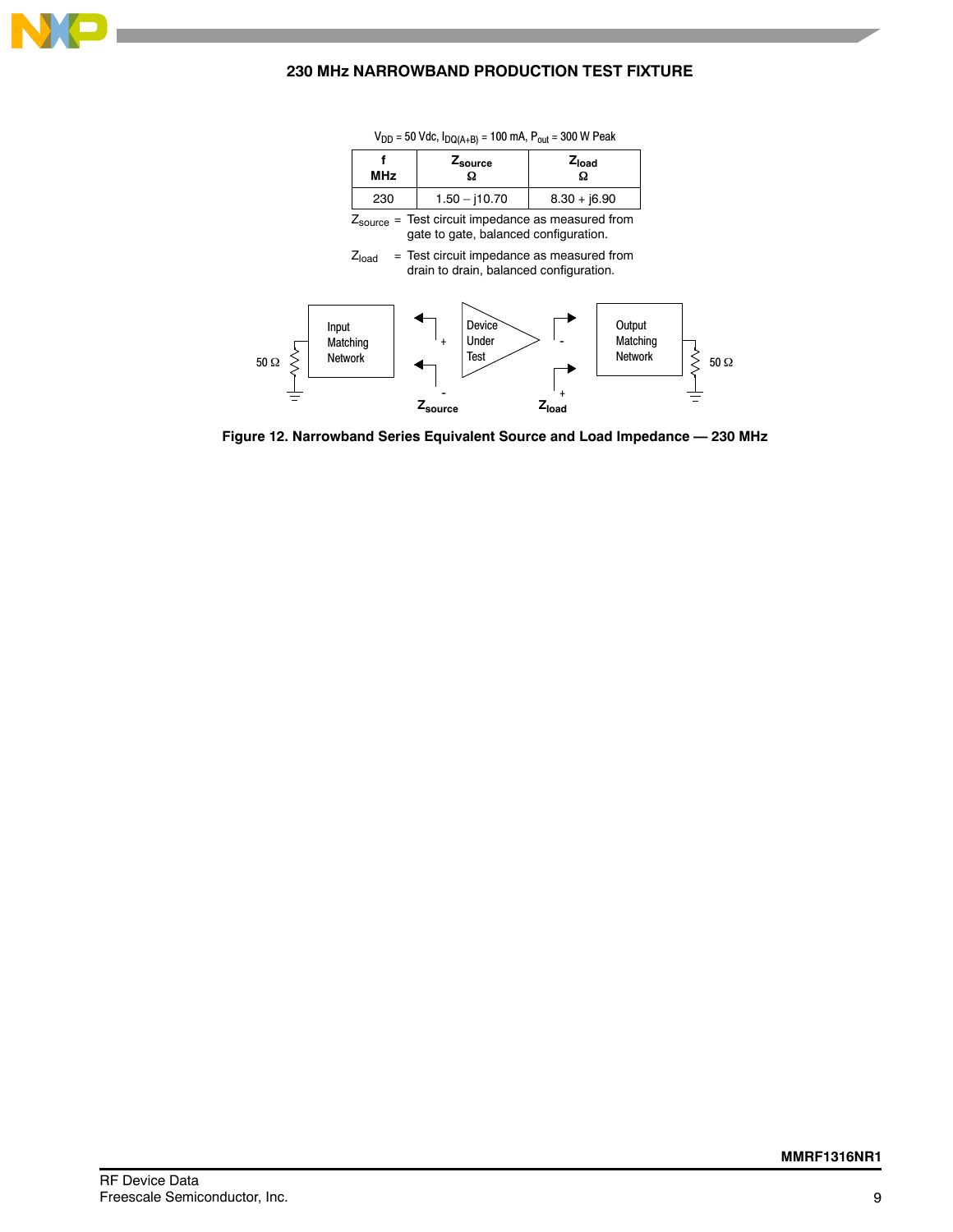## 230 MHz NARROWBAND PRODUCTION TEST FIXTURE

$V_{DD}$ = 50 Vdc, $I_{DQ(A+B)}$ = 100 mA, $P_{out}$ = 300 W Peak

| f MHz | $Z_{source}$ Ω | $Z_{load}$ Ω |
|---|---|---|
| 230 | 1.50 – j10.70 | 8.30 + j6.90 |

$Z_{source}$ = Test circuit impedance as measured from gate to gate, balanced configuration.

$Z_{load}$ = Test circuit impedance as measured from drain to drain, balanced configuration.

50 Ω | Input Matching Network | + − $Z_{source}$ | Device Under Test | − + $Z_{load}$ | Output Matching Network | 50 Ω

**Figure 12. Narrowband Series Equivalent Source and Load Impedance — 230 MHz**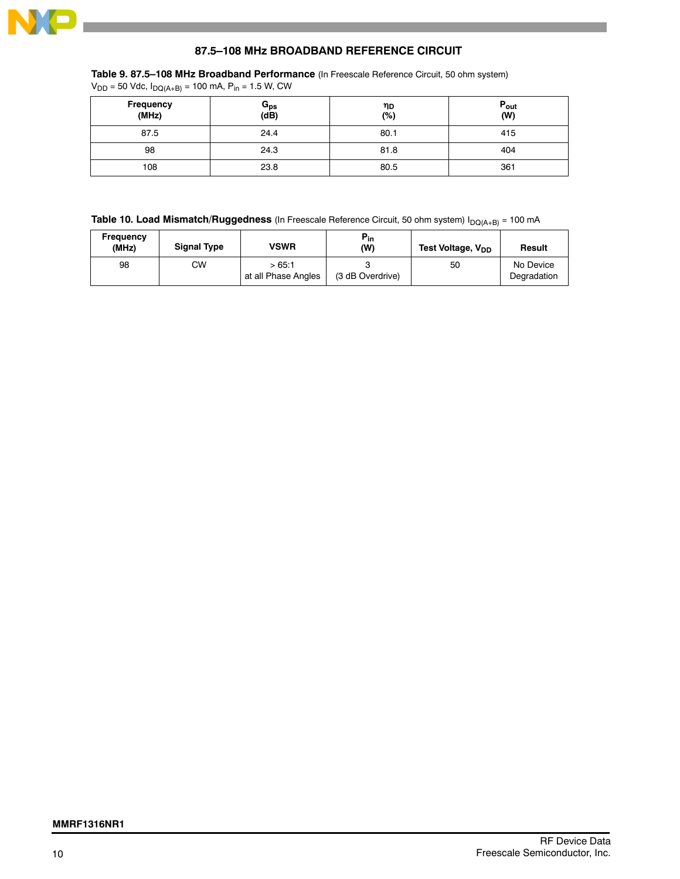## 87.5–108 MHz BROADBAND REFERENCE CIRCUIT

**Table 9. 87.5–108 MHz Broadband Performance** (In Freescale Reference Circuit, 50 ohm system)
$V_{DD}$ = 50 Vdc, $I_{DQ(A+B)}$ = 100 mA, $P_{in}$ = 1.5 W, CW

| Frequency (MHz) | $G_{ps}$ (dB) | $\eta_D$ (%) | $P_{out}$ (W) |
|---|---|---|---|
| 87.5 | 24.4 | 80.1 | 415 |
| 98 | 24.3 | 81.8 | 404 |
| 108 | 23.8 | 80.5 | 361 |

**Table 10. Load Mismatch/Ruggedness** (In Freescale Reference Circuit, 50 ohm system) $I_{DQ(A+B)}$ = 100 mA

| Frequency (MHz) | Signal Type | VSWR | $P_{in}$ (W) | Test Voltage, $V_{DD}$ | Result |
|---|---|---|---|---|---|
| 98 | CW | > 65:1 at all Phase Angles | 3 (3 dB Overdrive) | 50 | No Device Degradation |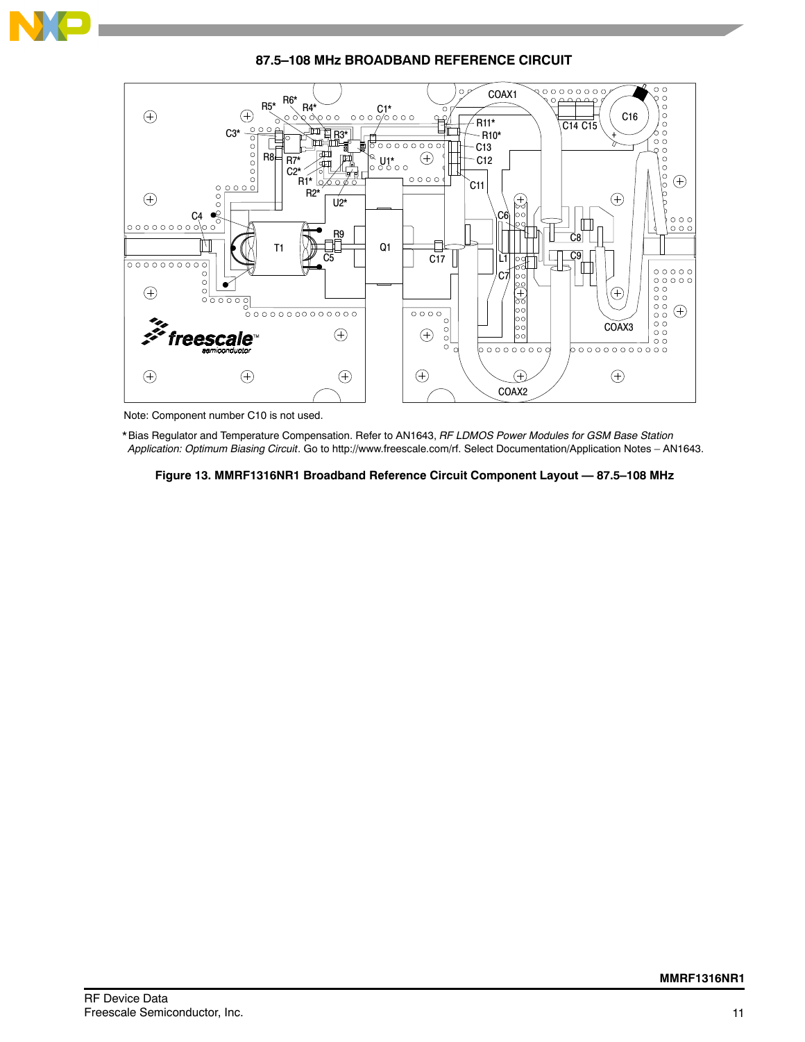## 87.5–108 MHz BROADBAND REFERENCE CIRCUIT

Note: Component number C10 is not used.

* Bias Regulator and Temperature Compensation. Refer to AN1643, *RF LDMOS Power Modules for GSM Base Station Application: Optimum Biasing Circuit*. Go to http://www.freescale.com/rf. Select Documentation/Application Notes – AN1643.

**Figure 13. MMRF1316NR1 Broadband Reference Circuit Component Layout — 87.5–108 MHz**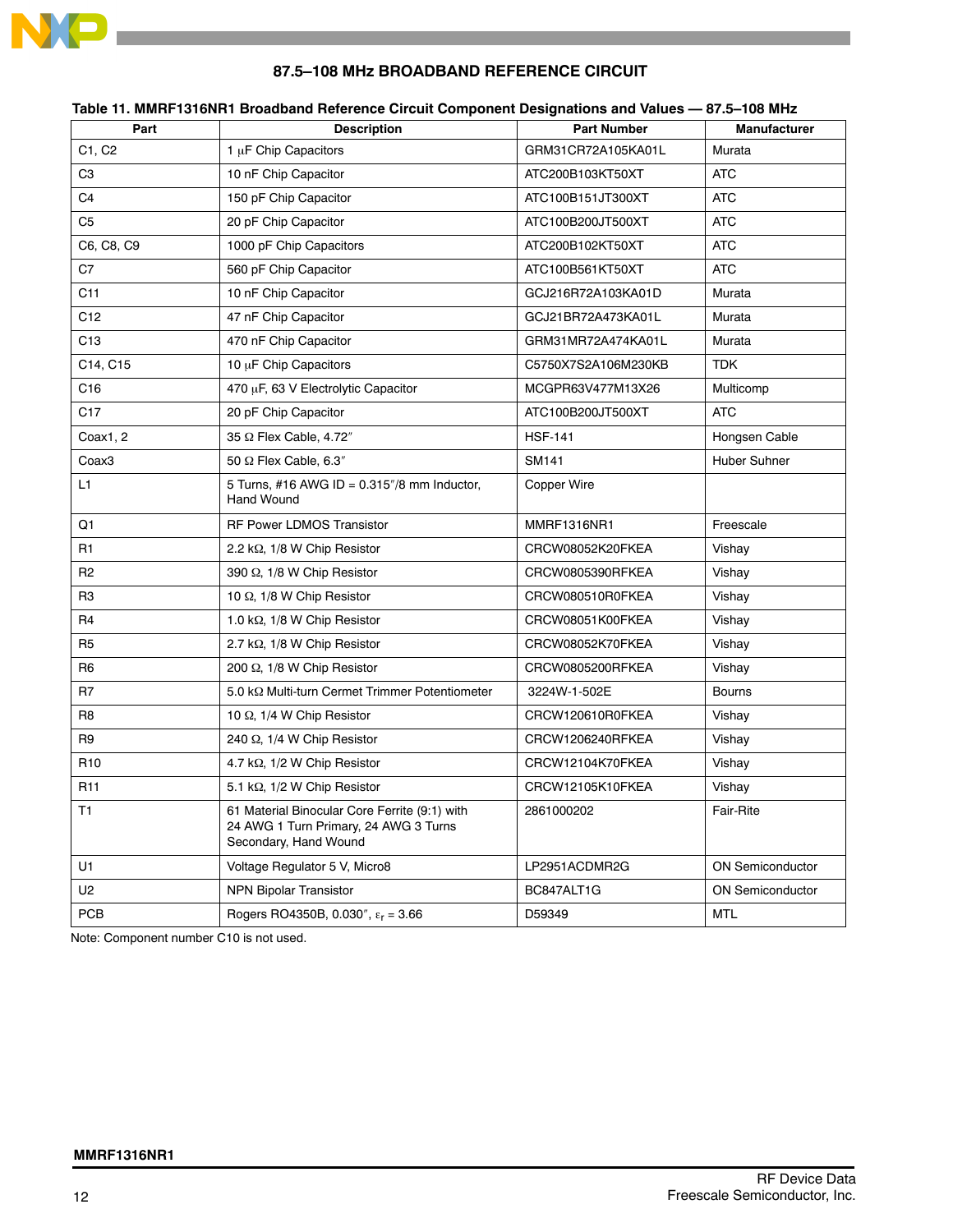## 87.5–108 MHz BROADBAND REFERENCE CIRCUIT

**Table 11. MMRF1316NR1 Broadband Reference Circuit Component Designations and Values — 87.5–108 MHz**

| Part | Description | Part Number | Manufacturer |
|---|---|---|---|
| C1, C2 | 1 μF Chip Capacitors | GRM31CR72A105KA01L | Murata |
| C3 | 10 nF Chip Capacitor | ATC200B103KT50XT | ATC |
| C4 | 150 pF Chip Capacitor | ATC100B151JT300XT | ATC |
| C5 | 20 pF Chip Capacitor | ATC100B200JT500XT | ATC |
| C6, C8, C9 | 1000 pF Chip Capacitors | ATC200B102KT50XT | ATC |
| C7 | 560 pF Chip Capacitor | ATC100B561KT50XT | ATC |
| C11 | 10 nF Chip Capacitor | GCJ216R72A103KA01D | Murata |
| C12 | 47 nF Chip Capacitor | GCJ21BR72A473KA01L | Murata |
| C13 | 470 nF Chip Capacitor | GRM31MR72A474KA01L | Murata |
| C14, C15 | 10 μF Chip Capacitors | C5750X7S2A106M230KB | TDK |
| C16 | 470 μF, 63 V Electrolytic Capacitor | MCGPR63V477M13X26 | Multicomp |
| C17 | 20 pF Chip Capacitor | ATC100B200JT500XT | ATC |
| Coax1, 2 | 35 Ω Flex Cable, 4.72″ | HSF-141 | Hongsen Cable |
| Coax3 | 50 Ω Flex Cable, 6.3″ | SM141 | Huber Suhner |
| L1 | 5 Turns, #16 AWG ID = 0.315″/8 mm Inductor, Hand Wound | Copper Wire | |
| Q1 | RF Power LDMOS Transistor | MMRF1316NR1 | Freescale |
| R1 | 2.2 kΩ, 1/8 W Chip Resistor | CRCW08052K20FKEA | Vishay |
| R2 | 390 Ω, 1/8 W Chip Resistor | CRCW0805390RFKEA | Vishay |
| R3 | 10 Ω, 1/8 W Chip Resistor | CRCW080510R0FKEA | Vishay |
| R4 | 1.0 kΩ, 1/8 W Chip Resistor | CRCW08051K00FKEA | Vishay |
| R5 | 2.7 kΩ, 1/8 W Chip Resistor | CRCW08052K70FKEA | Vishay |
| R6 | 200 Ω, 1/8 W Chip Resistor | CRCW0805200RFKEA | Vishay |
| R7 | 5.0 kΩ Multi-turn Cermet Trimmer Potentiometer | 3224W-1-502E | Bourns |
| R8 | 10 Ω, 1/4 W Chip Resistor | CRCW120610R0FKEA | Vishay |
| R9 | 240 Ω, 1/4 W Chip Resistor | CRCW1206240RFKEA | Vishay |
| R10 | 4.7 kΩ, 1/2 W Chip Resistor | CRCW12104K70FKEA | Vishay |
| R11 | 5.1 kΩ, 1/2 W Chip Resistor | CRCW12105K10FKEA | Vishay |
| T1 | 61 Material Binocular Core Ferrite (9:1) with 24 AWG 1 Turn Primary, 24 AWG 3 Turns Secondary, Hand Wound | 2861000202 | Fair-Rite |
| U1 | Voltage Regulator 5 V, Micro8 | LP2951ACDMR2G | ON Semiconductor |
| U2 | NPN Bipolar Transistor | BC847ALT1G | ON Semiconductor |
| PCB | Rogers RO4350B, 0.030″, $\varepsilon_r$ = 3.66 | D59349 | MTL |

Note: Component number C10 is not used.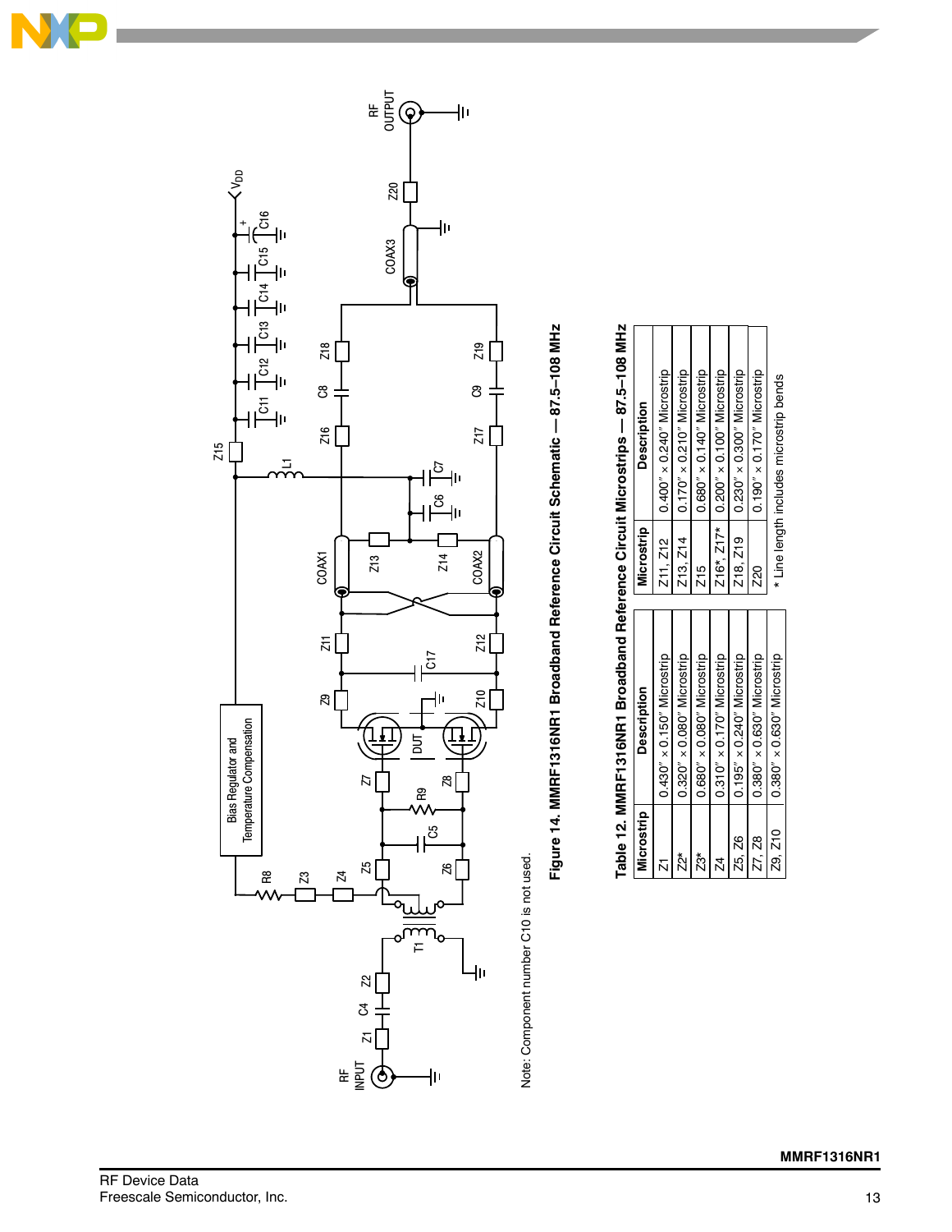Note: Component number C10 is not used.

**Figure 14. MMRF1316NR1 Broadband Reference Circuit Schematic — 87.5–108 MHz**

**Table 12. MMRF1316NR1 Broadband Reference Circuit Microstrips — 87.5–108 MHz**

| Microstrip | Description | Microstrip | Description |
|---|---|---|---|
| Z1 | 0.430″ × 0.150″ Microstrip | Z11, Z12 | 0.400″ × 0.240″ Microstrip |
| Z2* | 0.320″ × 0.080″ Microstrip | Z13, Z14 | 0.170″ × 0.210″ Microstrip |
| Z3* | 0.680″ × 0.080″ Microstrip | Z15 | 0.680″ × 0.140″ Microstrip |
| Z4 | 0.310″ × 0.170″ Microstrip | Z16*, Z17* | 0.200″ × 0.100″ Microstrip |
| Z5, Z6 | 0.195″ × 0.240″ Microstrip | Z18, Z19 | 0.230″ × 0.300″ Microstrip |
| Z7, Z8 | 0.380″ × 0.630″ Microstrip | Z20 | 0.190″ × 0.170″ Microstrip |
| Z9, Z10 | 0.380″ × 0.630″ Microstrip | | |

* Line length includes microstrip bends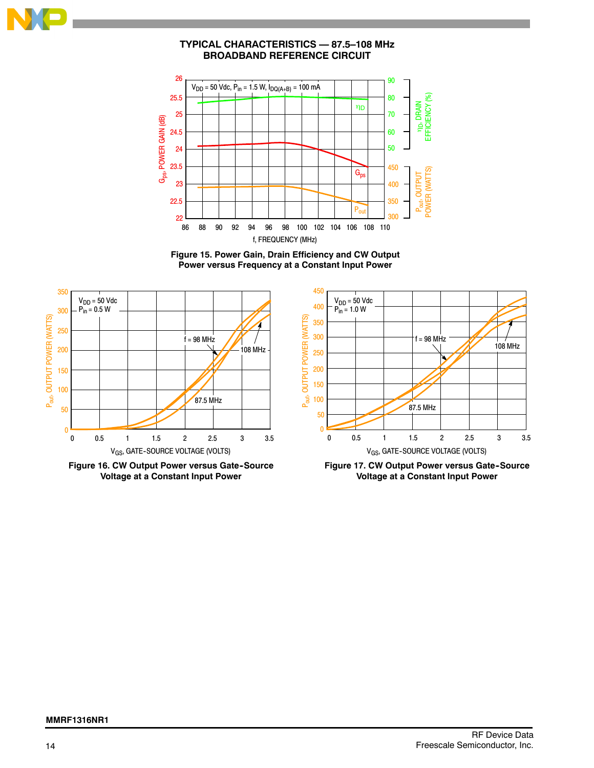## TYPICAL CHARACTERISTICS — 87.5–108 MHz BROADBAND REFERENCE CIRCUIT

**Figure 15. Power Gain, Drain Efficiency and CW Output Power versus Frequency at a Constant Input Power**

**Figure 16. CW Output Power versus Gate-Source Voltage at a Constant Input Power**

**Figure 17. CW Output Power versus Gate-Source Voltage at a Constant Input Power**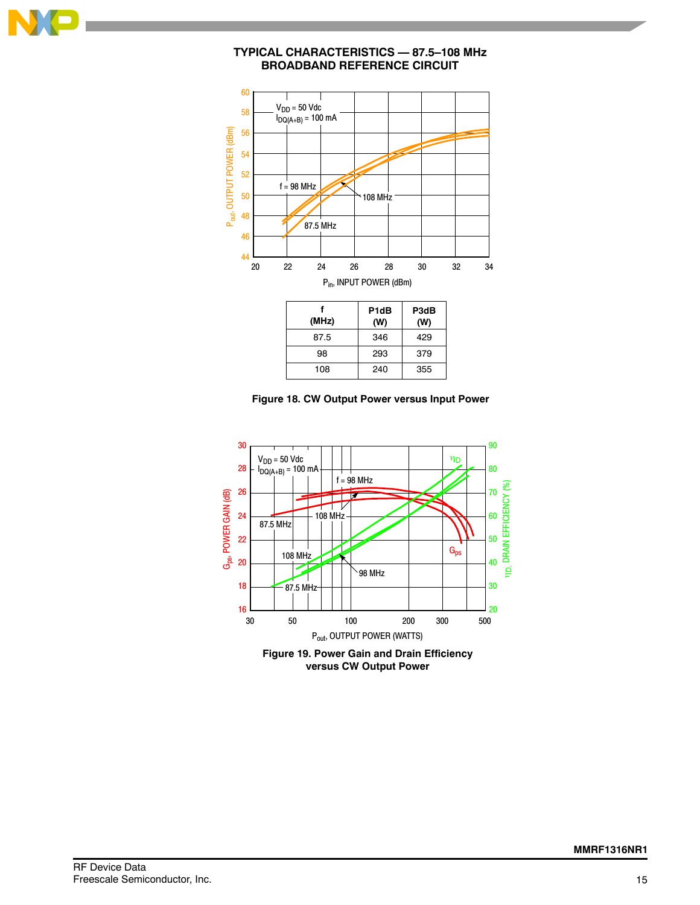## TYPICAL CHARACTERISTICS — 87.5–108 MHz BROADBAND REFERENCE CIRCUIT

| f (MHz) | P1dB (W) | P3dB (W) |
|---|---|---|
| 87.5 | 346 | 429 |
| 98 | 293 | 379 |
| 108 | 240 | 355 |

**Figure 18. CW Output Power versus Input Power**

**Figure 19. Power Gain and Drain Efficiency versus CW Output Power**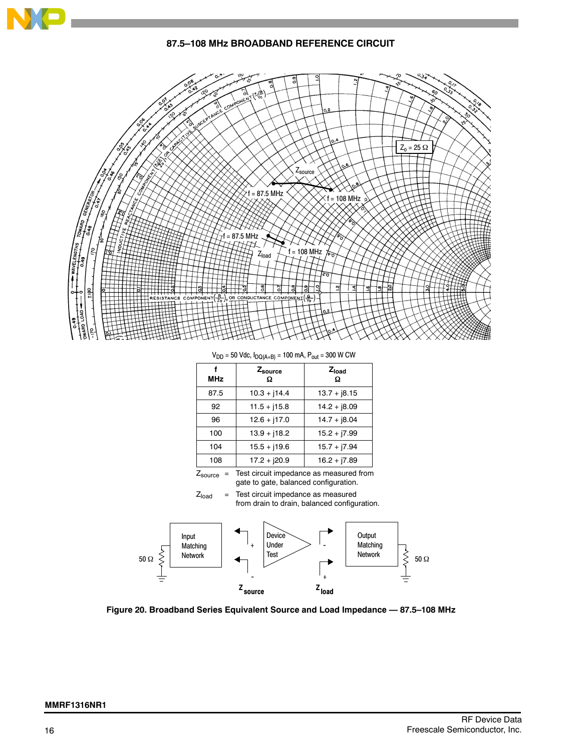## 87.5–108 MHz BROADBAND REFERENCE CIRCUIT

$V_{DD}$ = 50 Vdc, $I_{DQ(A+B)}$ = 100 mA, $P_{out}$ = 300 W CW

| f MHz | $Z_{source}$ Ω | $Z_{load}$ Ω |
|---|---|---|
| 87.5 | 10.3 + j14.4 | 13.7 + j8.15 |
| 92 | 11.5 + j15.8 | 14.2 + j8.09 |
| 96 | 12.6 + j17.0 | 14.7 + j8.04 |
| 100 | 13.9 + j18.2 | 15.2 + j7.99 |
| 104 | 15.5 + j19.6 | 15.7 + j7.94 |
| 108 | 17.2 + j20.9 | 16.2 + j7.89 |

$Z_{source}$ = Test circuit impedance as measured from gate to gate, balanced configuration.

$Z_{load}$ = Test circuit impedance as measured from drain to drain, balanced configuration.

**Figure 20. Broadband Series Equivalent Source and Load Impedance — 87.5–108 MHz**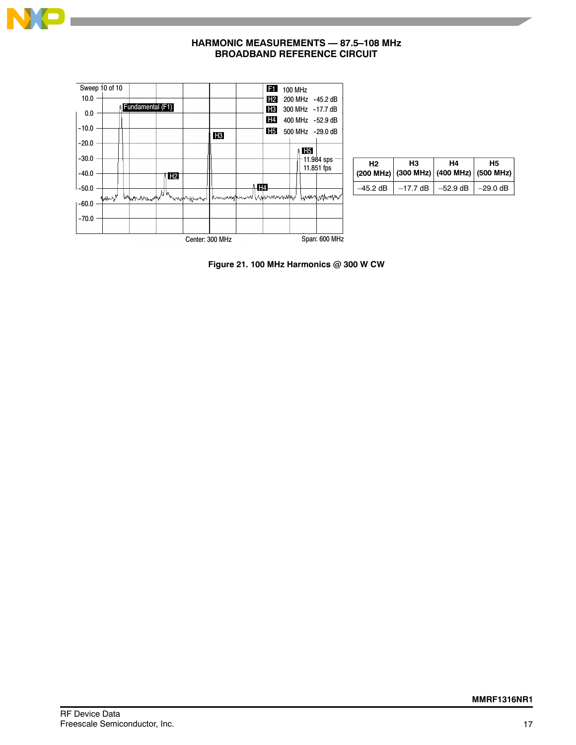## HARMONIC MEASUREMENTS — 87.5–108 MHz BROADBAND REFERENCE CIRCUIT

| H2 (200 MHz) | H3 (300 MHz) | H4 (400 MHz) | H5 (500 MHz) |
|---|---|---|---|
| –45.2 dB | –17.7 dB | –52.9 dB | –29.0 dB |

**Figure 21. 100 MHz Harmonics @ 300 W CW**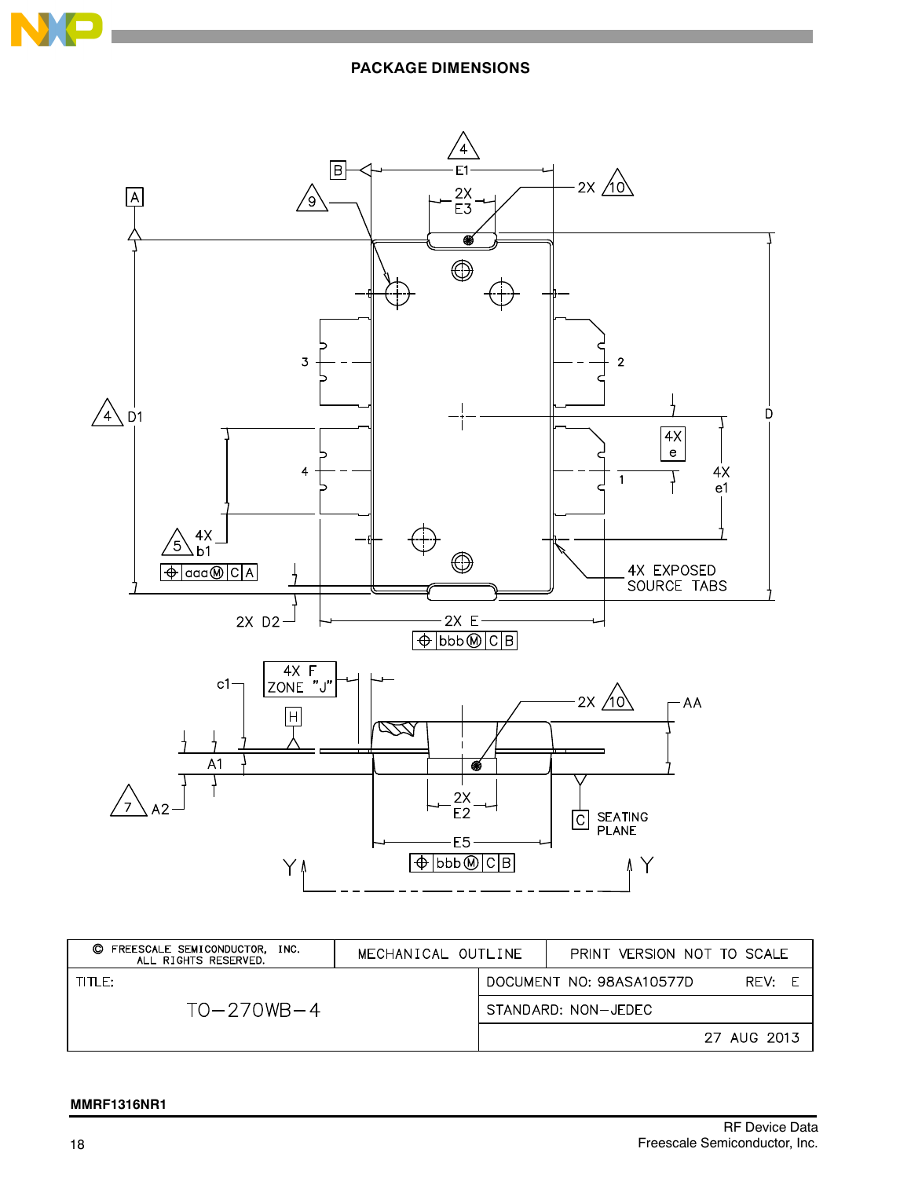## PACKAGE DIMENSIONS

| © FREESCALE SEMICONDUCTOR, INC. ALL RIGHTS RESERVED. | MECHANICAL OUTLINE | PRINT VERSION NOT TO SCALE |
|---|---|---|
| TITLE: TO–270WB–4 | DOCUMENT NO: 98ASA10577D | REV: E |
| | STANDARD: NON–JEDEC | |
| | 27 AUG 2013 | |

MMRF1316NR1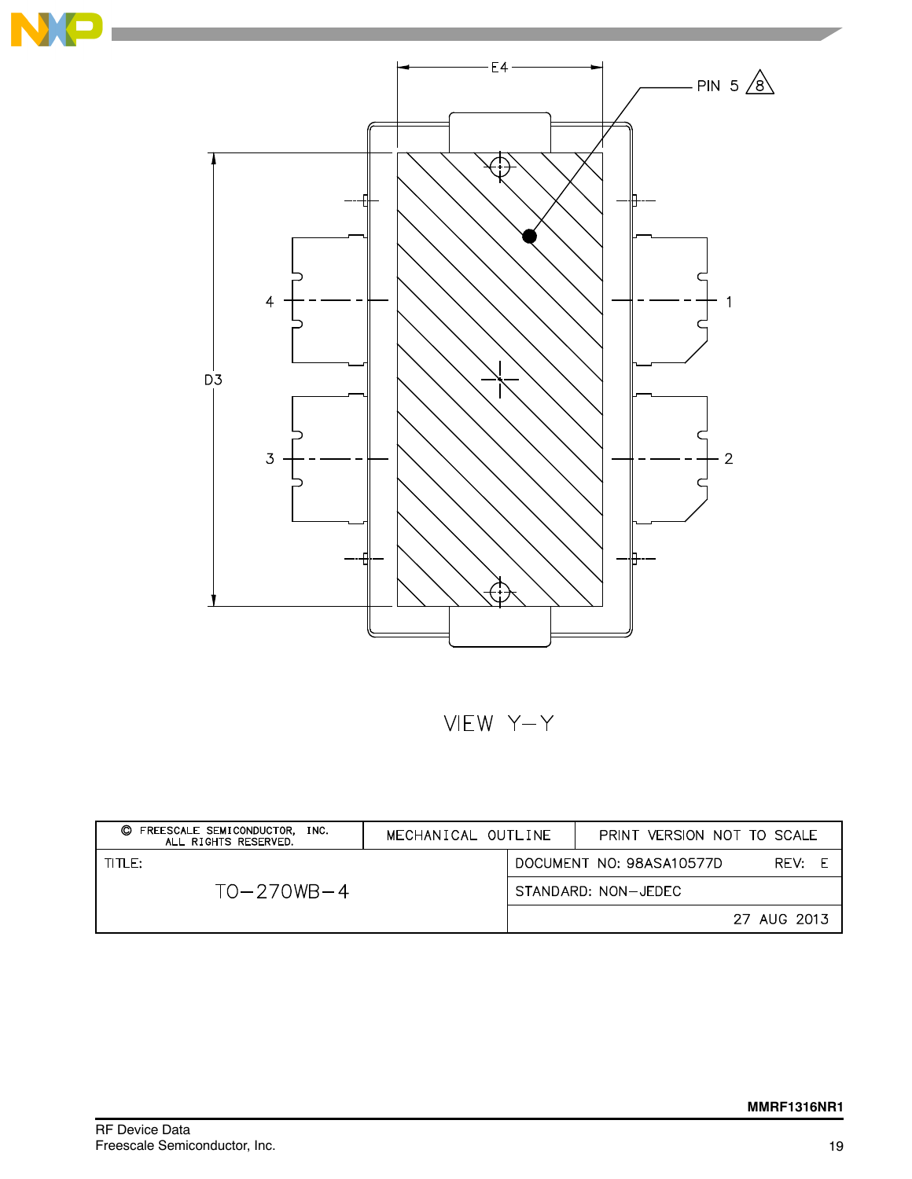E4

PIN 5 8

4

1

D3

3

2

VIEW Y–Y

| © FREESCALE SEMICONDUCTOR, INC. ALL RIGHTS RESERVED. | MECHANICAL OUTLINE | PRINT VERSION NOT TO SCALE |
|---|---|---|
| TITLE: | DOCUMENT NO: 98ASA10577D | REV: E |
| TO–270WB–4 | STANDARD: NON–JEDEC | |
| | | 27 AUG 2013 |

MMRF1316NR1

RF Device Data
Freescale Semiconductor, Inc.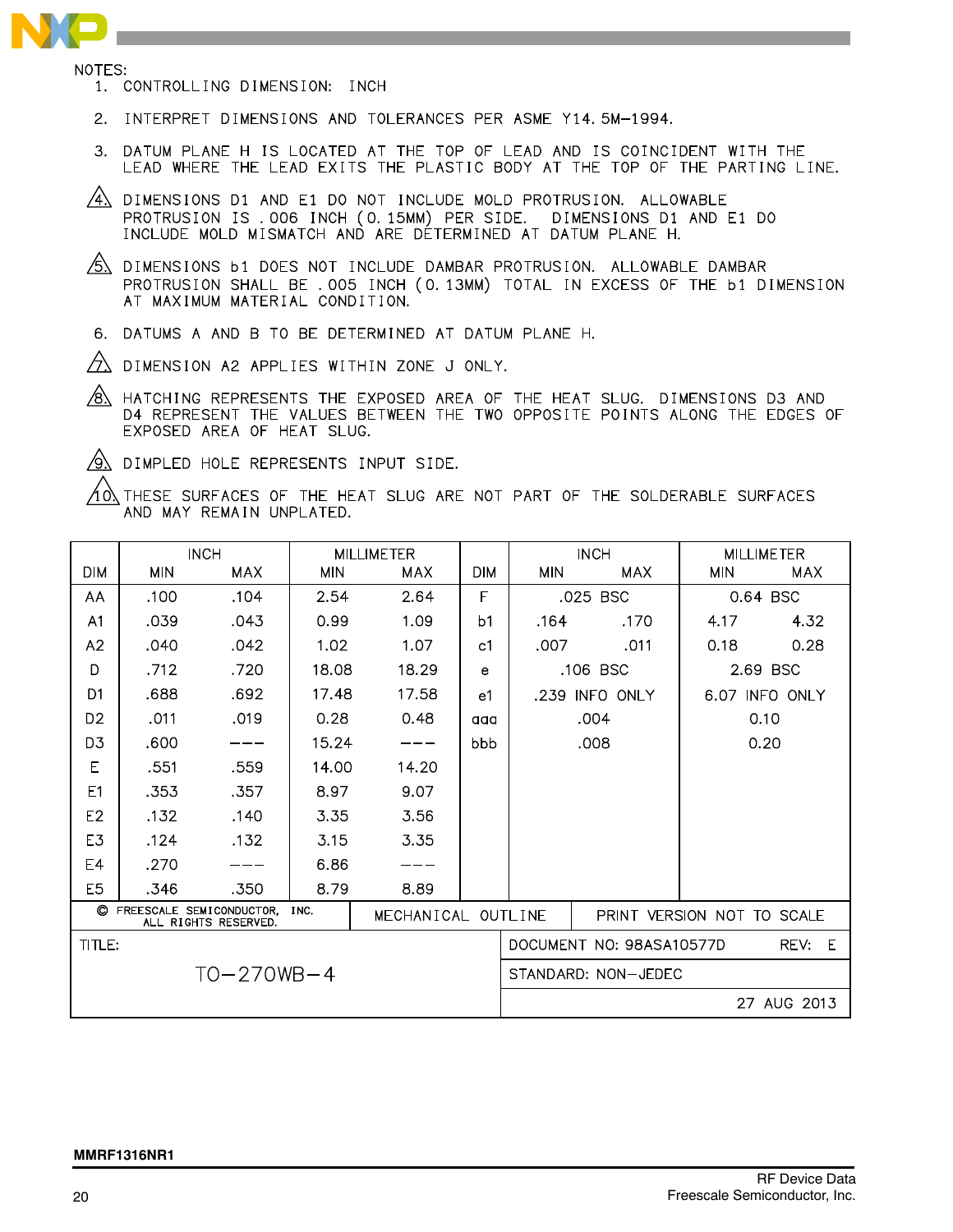NOTES:

1. CONTROLLING DIMENSION: INCH
2. INTERPRET DIMENSIONS AND TOLERANCES PER ASME Y14.5M–1994.
3. DATUM PLANE H IS LOCATED AT THE TOP OF LEAD AND IS COINCIDENT WITH THE LEAD WHERE THE LEAD EXITS THE PLASTIC BODY AT THE TOP OF THE PARTING LINE.
4. DIMENSIONS D1 AND E1 DO NOT INCLUDE MOLD PROTRUSION. ALLOWABLE PROTRUSION IS .006 INCH (0.15MM) PER SIDE. DIMENSIONS D1 AND E1 DO INCLUDE MOLD MISMATCH AND ARE DETERMINED AT DATUM PLANE H.
5. DIMENSIONS b1 DOES NOT INCLUDE DAMBAR PROTRUSION. ALLOWABLE DAMBAR PROTRUSION SHALL BE .005 INCH (0.13MM) TOTAL IN EXCESS OF THE b1 DIMENSION AT MAXIMUM MATERIAL CONDITION.
6. DATUMS A AND B TO BE DETERMINED AT DATUM PLANE H.
7. DIMENSION A2 APPLIES WITHIN ZONE J ONLY.
8. HATCHING REPRESENTS THE EXPOSED AREA OF THE HEAT SLUG. DIMENSIONS D3 AND D4 REPRESENT THE VALUES BETWEEN THE TWO OPPOSITE POINTS ALONG THE EDGES OF EXPOSED AREA OF HEAT SLUG.
9. DIMPLED HOLE REPRESENTS INPUT SIDE.
10. THESE SURFACES OF THE HEAT SLUG ARE NOT PART OF THE SOLDERABLE SURFACES AND MAY REMAIN UNPLATED.

| DIM | INCH MIN | INCH MAX | MILLIMETER MIN | MILLIMETER MAX | DIM | INCH MIN | INCH MAX | MILLIMETER MIN | MILLIMETER MAX |
|---|---|---|---|---|---|---|---|---|---|
| AA | .100 | .104 | 2.54 | 2.64 | F | .025 BSC | | 0.64 BSC | |
| A1 | .039 | .043 | 0.99 | 1.09 | b1 | .164 | .170 | 4.17 | 4.32 |
| A2 | .040 | .042 | 1.02 | 1.07 | c1 | .007 | .011 | 0.18 | 0.28 |
| D | .712 | .720 | 18.08 | 18.29 | e | .106 BSC | | 2.69 BSC | |
| D1 | .688 | .692 | 17.48 | 17.58 | e1 | .239 INFO ONLY | | 6.07 INFO ONLY | |
| D2 | .011 | .019 | 0.28 | 0.48 | aaa | .004 | | 0.10 | |
| D3 | .600 | --- | 15.24 | --- | bbb | .008 | | 0.20 | |
| E | .551 | .559 | 14.00 | 14.20 | | | | | |
| E1 | .353 | .357 | 8.97 | 9.07 | | | | | |
| E2 | .132 | .140 | 3.35 | 3.56 | | | | | |
| E3 | .124 | .132 | 3.15 | 3.35 | | | | | |
| E4 | .270 | --- | 6.86 | --- | | | | | |
| E5 | .346 | .350 | 8.79 | 8.89 | | | | | |

| © FREESCALE SEMICONDUCTOR, INC. ALL RIGHTS RESERVED. | MECHANICAL OUTLINE | PRINT VERSION NOT TO SCALE |
|---|---|---|
| TITLE: TO–270WB–4 | DOCUMENT NO: 98ASA10577D | REV: E |
| | STANDARD: NON–JEDEC | |
| | | 27 AUG 2013 |

MMRF1316NR1

RF Device Data
Freescale Semiconductor, Inc.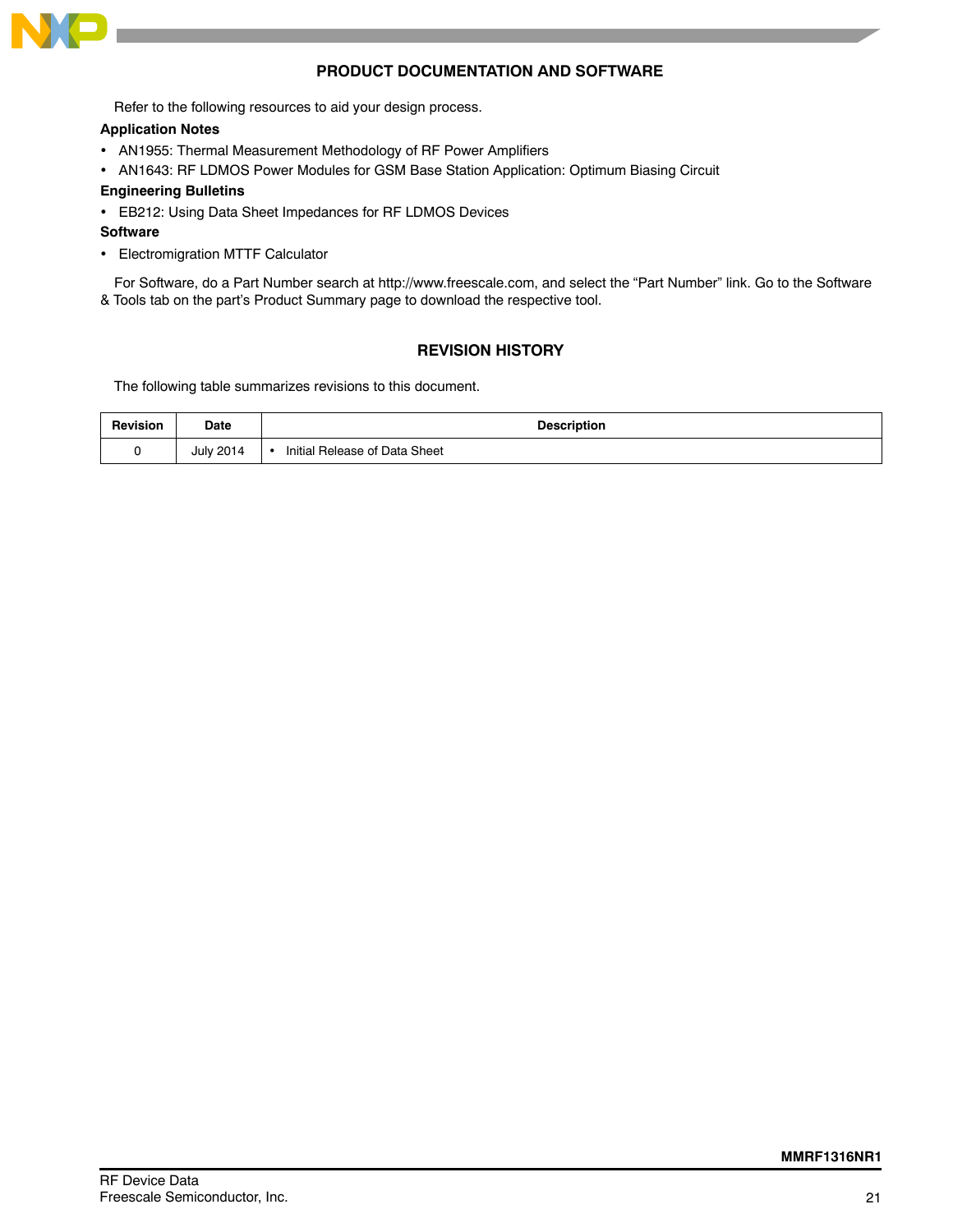## PRODUCT DOCUMENTATION AND SOFTWARE

Refer to the following resources to aid your design process.

**Application Notes**

- AN1955: Thermal Measurement Methodology of RF Power Amplifiers
- AN1643: RF LDMOS Power Modules for GSM Base Station Application: Optimum Biasing Circuit

**Engineering Bulletins**

- EB212: Using Data Sheet Impedances for RF LDMOS Devices

**Software**

- Electromigration MTTF Calculator

For Software, do a Part Number search at http://www.freescale.com, and select the "Part Number" link. Go to the Software & Tools tab on the part's Product Summary page to download the respective tool.

## REVISION HISTORY

The following table summarizes revisions to this document.

| Revision | Date | Description |
|---|---|---|
| 0 | July 2014 | • Initial Release of Data Sheet |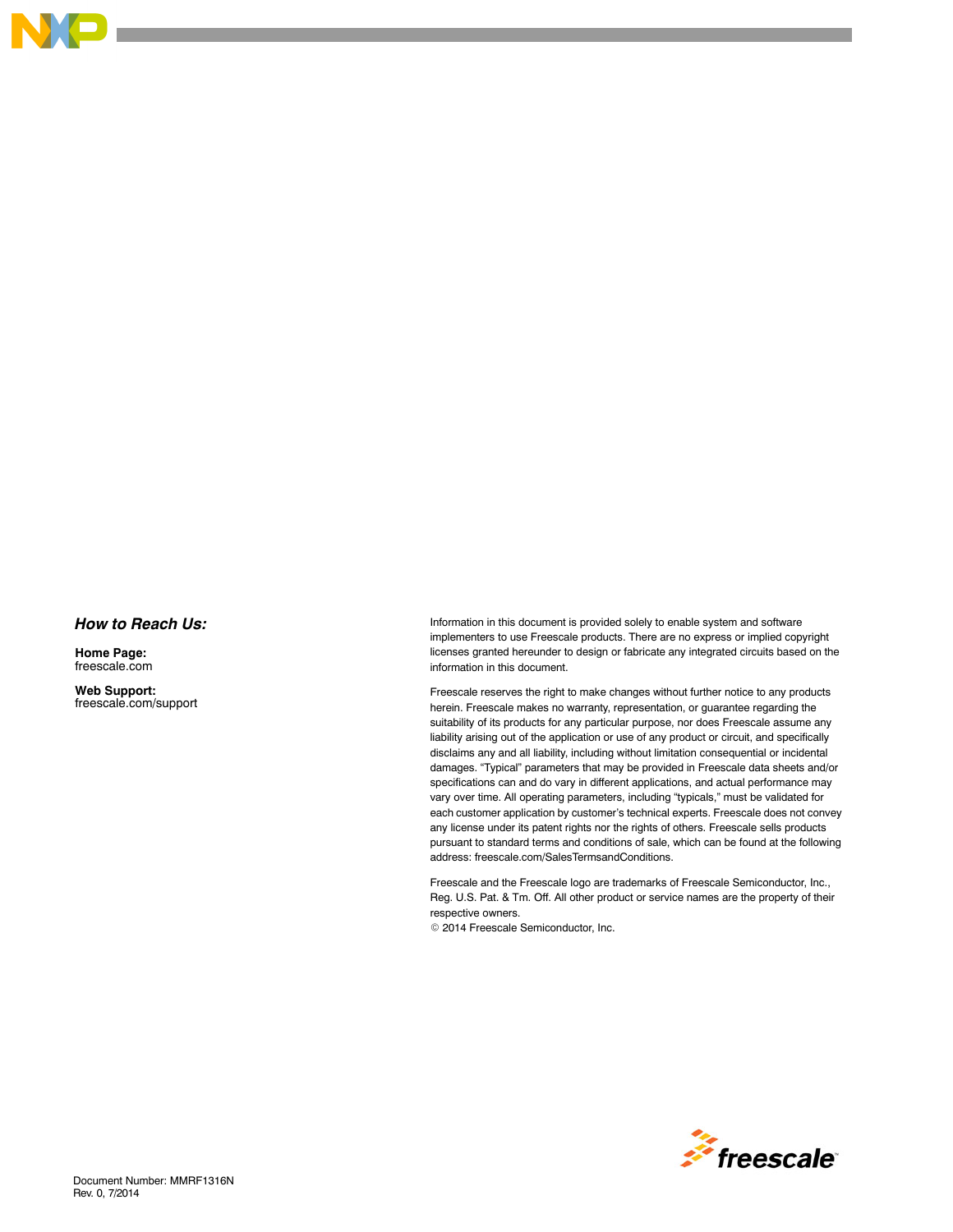## *How to Reach Us:*

**Home Page:**
freescale.com

**Web Support:**
freescale.com/support

Information in this document is provided solely to enable system and software implementers to use Freescale products. There are no express or implied copyright licenses granted hereunder to design or fabricate any integrated circuits based on the information in this document.

Freescale reserves the right to make changes without further notice to any products herein. Freescale makes no warranty, representation, or guarantee regarding the suitability of its products for any particular purpose, nor does Freescale assume any liability arising out of the application or use of any product or circuit, and specifically disclaims any and all liability, including without limitation consequential or incidental damages. "Typical" parameters that may be provided in Freescale data sheets and/or specifications can and do vary in different applications, and actual performance may vary over time. All operating parameters, including "typicals," must be validated for each customer application by customer's technical experts. Freescale does not convey any license under its patent rights nor the rights of others. Freescale sells products pursuant to standard terms and conditions of sale, which can be found at the following address: freescale.com/SalesTermsandConditions.

Freescale and the Freescale logo are trademarks of Freescale Semiconductor, Inc., Reg. U.S. Pat. & Tm. Off. All other product or service names are the property of their respective owners.
© 2014 Freescale Semiconductor, Inc.

Document Number: MMRF1316N
Rev. 0, 7/2014